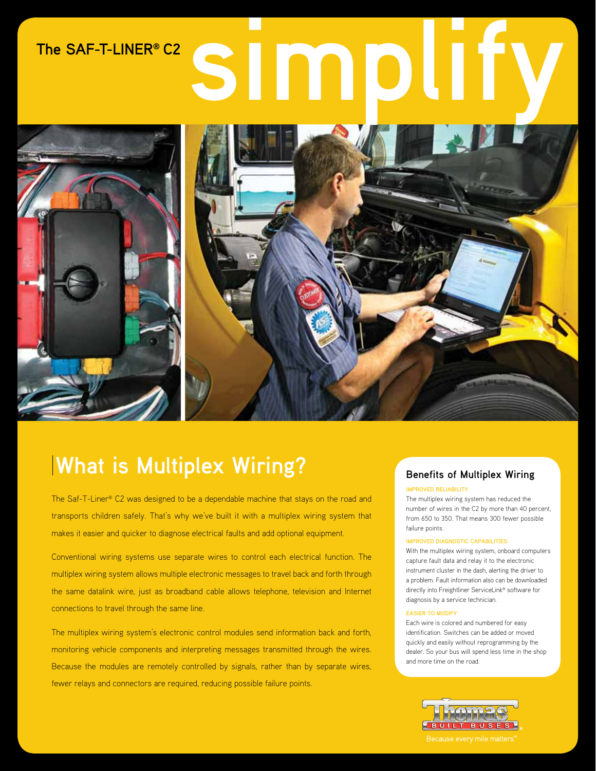# The SAF-T-LINER® C2 simplify

## What is Multiplex Wiring?

The Saf-T-Liner® C2 was designed to be a dependable machine that stays on the road and transports children safely. That's why we've built it with a multiplex wiring system that makes it easier and quicker to diagnose electrical faults and add optional equipment.

Conventional wiring systems use separate wires to control each electrical function. The multiplex wiring system allows multiple electronic messages to travel back and forth through the same datalink wire, just as broadband cable allows telephone, television and Internet connections to travel through the same line.

The multiplex wiring system's electronic control modules send information back and forth, monitoring vehicle components and interpreting messages transmitted through the wires. Because the modules are remotely controlled by signals, rather than by separate wires, fewer relays and connectors are required, reducing possible failure points.

### Benefits of Multiplex Wiring

**IMPROVED RELIABILITY**

The multiplex wiring system has reduced the number of wires in the C2 by more than 40 percent, from 650 to 350. That means 300 fewer possible failure points.

**IMPROVED DIAGNOSTIC CAPABILITIES**

With the multiplex wiring system, onboard computers capture fault data and relay it to the electronic instrument cluster in the dash, alerting the driver to a problem. Fault information also can be downloaded directly into Freightliner ServiceLink® software for diagnosis by a service technician.

**EASIER TO MODIFY**

Each wire is colored and numbered for easy identification. Switches can be added or moved quickly and easily without reprogramming by the dealer. So your bus will spend less time in the shop and more time on the road.

Thomas BUILT BUSES®

Because every mile matters.℠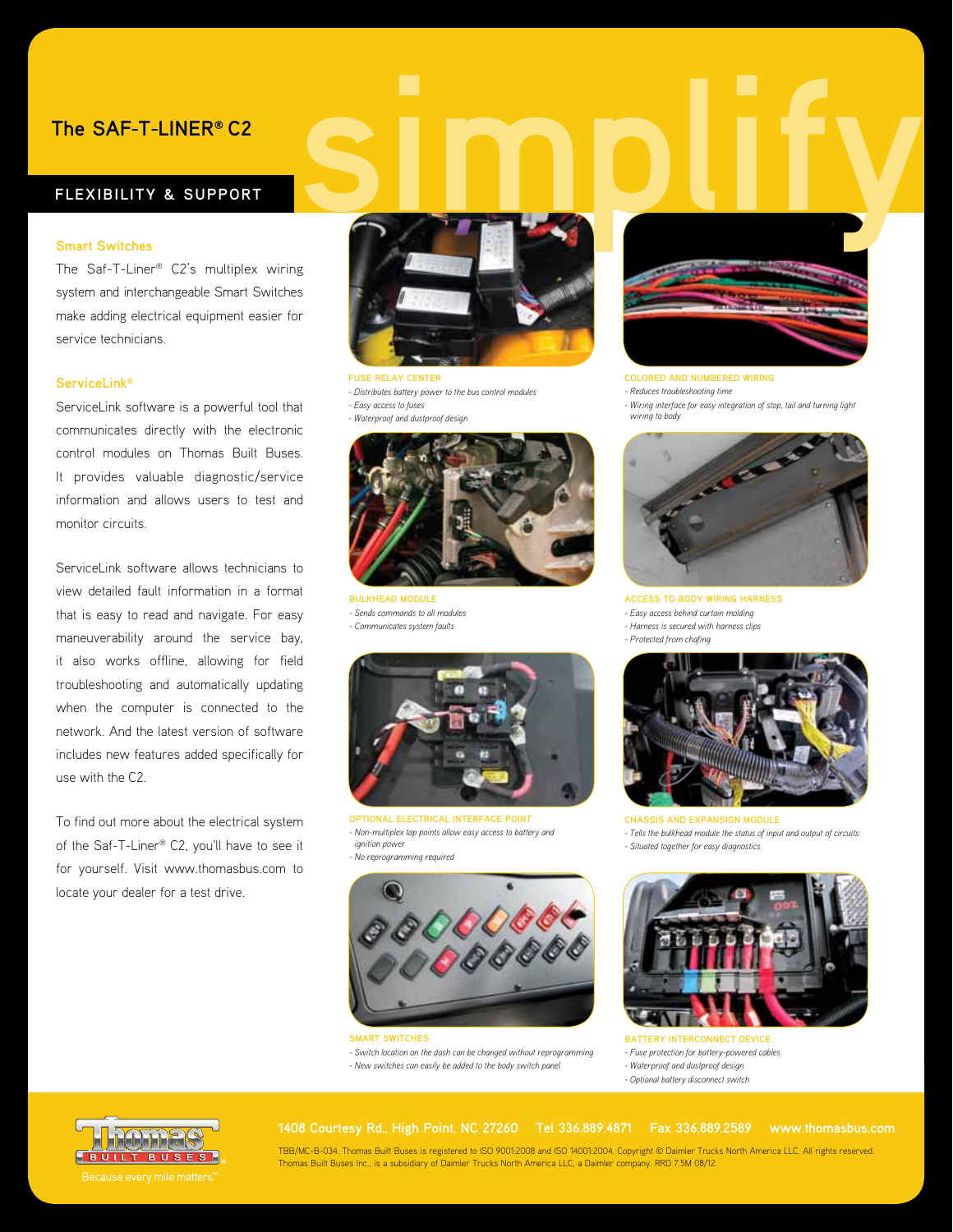## The SAF-T-LINER® C2

# simplify

### FLEXIBILITY & SUPPORT

#### Smart Switches

The Saf-T-Liner® C2's multiplex wiring system and interchangeable Smart Switches make adding electrical equipment easier for service technicians.

#### ServiceLink®

ServiceLink software is a powerful tool that communicates directly with the electronic control modules on Thomas Built Buses. It provides valuable diagnostic/service information and allows users to test and monitor circuits.

ServiceLink software allows technicians to view detailed fault information in a format that is easy to read and navigate. For easy maneuverability around the service bay, it also works offline, allowing for field troubleshooting and automatically updating when the computer is connected to the network. And the latest version of software includes new features added specifically for use with the C2.

To find out more about the electrical system of the Saf-T-Liner® C2, you'll have to see it for yourself. Visit www.thomasbus.com to locate your dealer for a test drive.

**FUSE RELAY CENTER**

- *Distributes battery power to the bus control modules*
- *Easy access to fuses*
- *Waterproof and dustproof design*

**COLORED AND NUMBERED WIRING**

- *Reduces troubleshooting time*
- *Wiring interface for easy integration of stop, tail and turning light wiring to body*

**BULKHEAD MODULE**

- *Sends commands to all modules*
- *Communicates system faults*

**ACCESS TO BODY WIRING HARNESS**

- *Easy access behind curtain molding*
- *Harness is secured with harness clips*
- *Protected from chafing*

**OPTIONAL ELECTRICAL INTERFACE POINT**

- *Non-multiplex tap points allow easy access to battery and ignition power*
- *No reprogramming required*

**CHASSIS AND EXPANSION MODULE**

- *Tells the bulkhead module the status of input and output of circuits*
- *Situated together for easy diagnostics*

**SMART SWITCHES**

- *Switch location on the dash can be changed without reprogramming*
- *New switches can easily be added to the body switch panel*

**BATTERY INTERCONNECT DEVICE**

- *Fuse protection for battery-powered cables*
- *Waterproof and dustproof design*
- *Optional battery disconnect switch*

Thomas BUILT BUSES®

Because every mile matters.™

**1408 Courtesy Rd., High Point, NC 27260 Tel 336.889.4871 Fax 336.889.2589 www.thomasbus.com**

TBB/MC-B-034. Thomas Built Buses is registered to ISO 9001:2008 and ISO 14001:2004. Copyright © Daimler Trucks North America LLC. All rights reserved. Thomas Built Buses Inc., is a subsidiary of Daimler Trucks North America LLC, a Daimler company. RRD 7.5M 08/12.